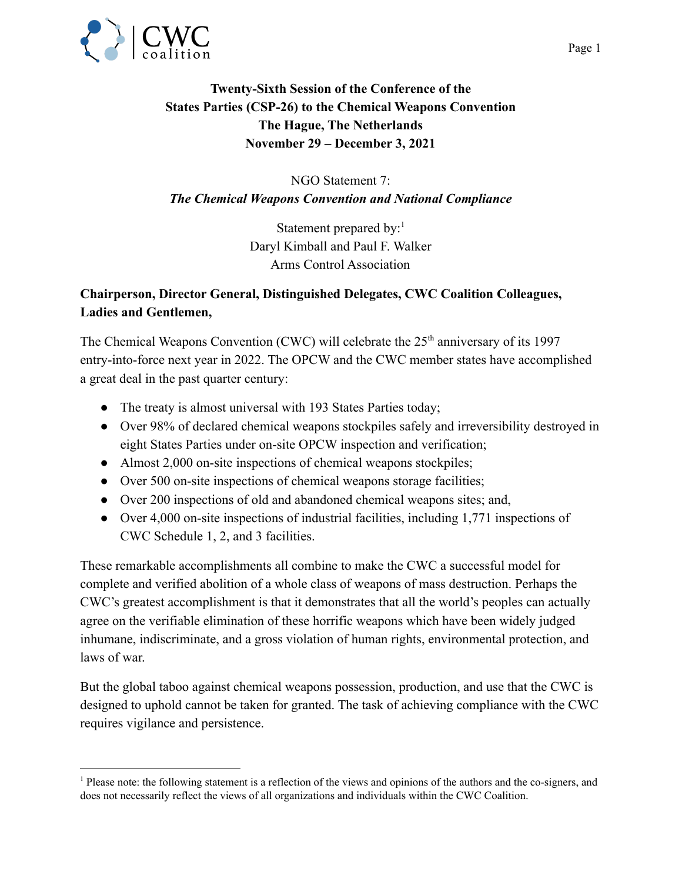**Twenty-Sixth Session of the Conference of the States Parties (CSP-26) to the Chemical Weapons Convention**
**The Hague, The Netherlands**
**November 29 – December 3, 2021**

NGO Statement 7:
***The Chemical Weapons Convention and National Compliance***

Statement prepared by:[1]
Daryl Kimball and Paul F. Walker
Arms Control Association

**Chairperson, Director General, Distinguished Delegates, CWC Coalition Colleagues, Ladies and Gentlemen,**

The Chemical Weapons Convention (CWC) will celebrate the 25th anniversary of its 1997 entry-into-force next year in 2022. The OPCW and the CWC member states have accomplished a great deal in the past quarter century:

- The treaty is almost universal with 193 States Parties today;
- Over 98% of declared chemical weapons stockpiles safely and irreversibility destroyed in eight States Parties under on-site OPCW inspection and verification;
- Almost 2,000 on-site inspections of chemical weapons stockpiles;
- Over 500 on-site inspections of chemical weapons storage facilities;
- Over 200 inspections of old and abandoned chemical weapons sites; and,
- Over 4,000 on-site inspections of industrial facilities, including 1,771 inspections of CWC Schedule 1, 2, and 3 facilities.

These remarkable accomplishments all combine to make the CWC a successful model for complete and verified abolition of a whole class of weapons of mass destruction. Perhaps the CWC's greatest accomplishment is that it demonstrates that all the world's peoples can actually agree on the verifiable elimination of these horrific weapons which have been widely judged inhumane, indiscriminate, and a gross violation of human rights, environmental protection, and laws of war.

But the global taboo against chemical weapons possession, production, and use that the CWC is designed to uphold cannot be taken for granted. The task of achieving compliance with the CWC requires vigilance and persistence.

---

[1] Please note: the following statement is a reflection of the views and opinions of the authors and the co-signers, and does not necessarily reflect the views of all organizations and individuals within the CWC Coalition.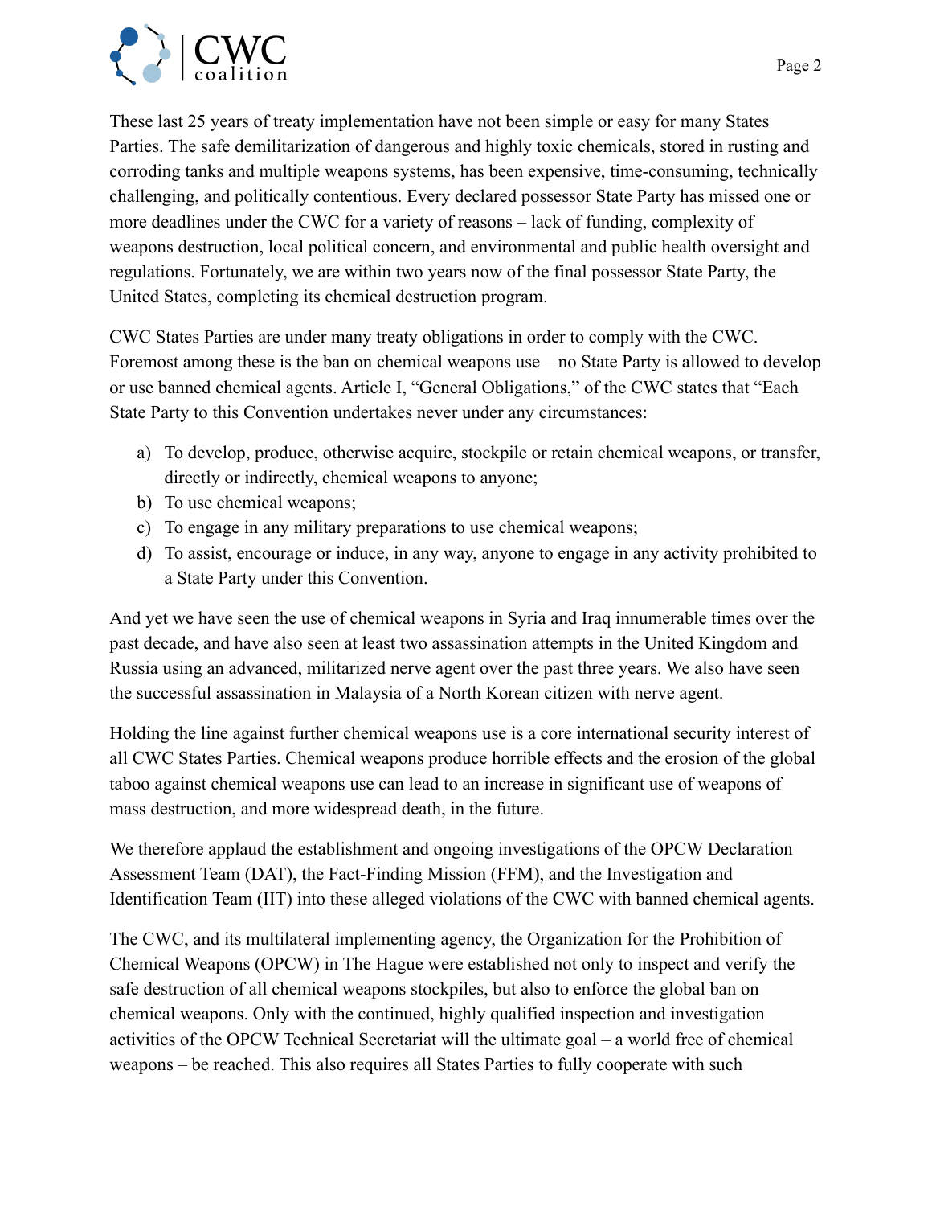These last 25 years of treaty implementation have not been simple or easy for many States Parties. The safe demilitarization of dangerous and highly toxic chemicals, stored in rusting and corroding tanks and multiple weapons systems, has been expensive, time-consuming, technically challenging, and politically contentious. Every declared possessor State Party has missed one or more deadlines under the CWC for a variety of reasons – lack of funding, complexity of weapons destruction, local political concern, and environmental and public health oversight and regulations. Fortunately, we are within two years now of the final possessor State Party, the United States, completing its chemical destruction program.

CWC States Parties are under many treaty obligations in order to comply with the CWC. Foremost among these is the ban on chemical weapons use – no State Party is allowed to develop or use banned chemical agents. Article I, "General Obligations," of the CWC states that "Each State Party to this Convention undertakes never under any circumstances:

a) To develop, produce, otherwise acquire, stockpile or retain chemical weapons, or transfer, directly or indirectly, chemical weapons to anyone;
b) To use chemical weapons;
c) To engage in any military preparations to use chemical weapons;
d) To assist, encourage or induce, in any way, anyone to engage in any activity prohibited to a State Party under this Convention.

And yet we have seen the use of chemical weapons in Syria and Iraq innumerable times over the past decade, and have also seen at least two assassination attempts in the United Kingdom and Russia using an advanced, militarized nerve agent over the past three years. We also have seen the successful assassination in Malaysia of a North Korean citizen with nerve agent.

Holding the line against further chemical weapons use is a core international security interest of all CWC States Parties. Chemical weapons produce horrible effects and the erosion of the global taboo against chemical weapons use can lead to an increase in significant use of weapons of mass destruction, and more widespread death, in the future.

We therefore applaud the establishment and ongoing investigations of the OPCW Declaration Assessment Team (DAT), the Fact-Finding Mission (FFM), and the Investigation and Identification Team (IIT) into these alleged violations of the CWC with banned chemical agents.

The CWC, and its multilateral implementing agency, the Organization for the Prohibition of Chemical Weapons (OPCW) in The Hague were established not only to inspect and verify the safe destruction of all chemical weapons stockpiles, but also to enforce the global ban on chemical weapons. Only with the continued, highly qualified inspection and investigation activities of the OPCW Technical Secretariat will the ultimate goal – a world free of chemical weapons – be reached. This also requires all States Parties to fully cooperate with such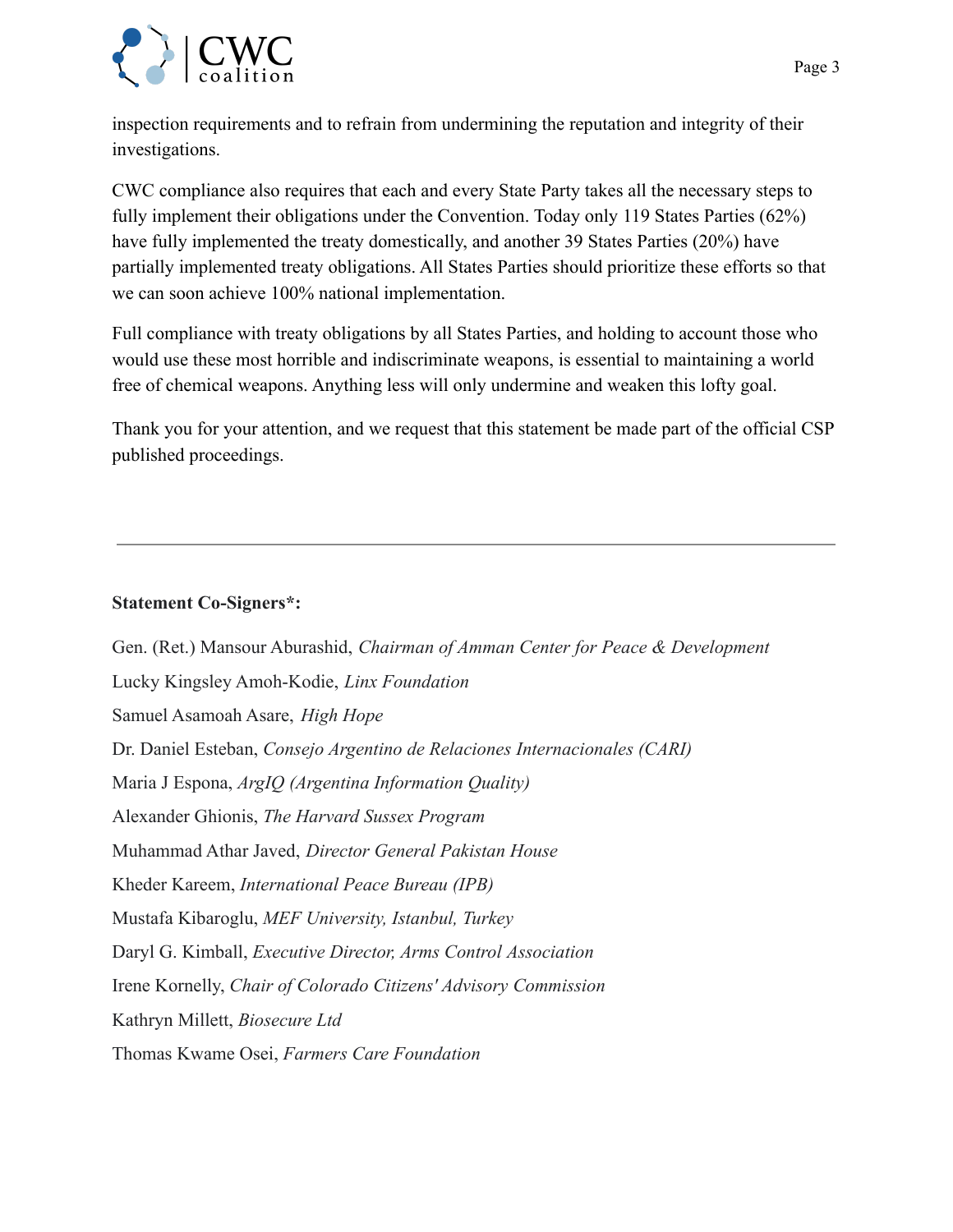inspection requirements and to refrain from undermining the reputation and integrity of their investigations.

CWC compliance also requires that each and every State Party takes all the necessary steps to fully implement their obligations under the Convention. Today only 119 States Parties (62%) have fully implemented the treaty domestically, and another 39 States Parties (20%) have partially implemented treaty obligations. All States Parties should prioritize these efforts so that we can soon achieve 100% national implementation.

Full compliance with treaty obligations by all States Parties, and holding to account those who would use these most horrible and indiscriminate weapons, is essential to maintaining a world free of chemical weapons. Anything less will only undermine and weaken this lofty goal.

Thank you for your attention, and we request that this statement be made part of the official CSP published proceedings.

---

**Statement Co-Signers*:**

Gen. (Ret.) Mansour Aburashid, *Chairman of Amman Center for Peace & Development*

Lucky Kingsley Amoh-Kodie, *Linx Foundation*

Samuel Asamoah Asare, *High Hope*

Dr. Daniel Esteban, *Consejo Argentino de Relaciones Internacionales (CARI)*

Maria J Espona, *ArgIQ (Argentina Information Quality)*

Alexander Ghionis, *The Harvard Sussex Program*

Muhammad Athar Javed, *Director General Pakistan House*

Kheder Kareem, *International Peace Bureau (IPB)*

Mustafa Kibaroglu, *MEF University, Istanbul, Turkey*

Daryl G. Kimball, *Executive Director, Arms Control Association*

Irene Kornelly, *Chair of Colorado Citizens' Advisory Commission*

Kathryn Millett, *Biosecure Ltd*

Thomas Kwame Osei, *Farmers Care Foundation*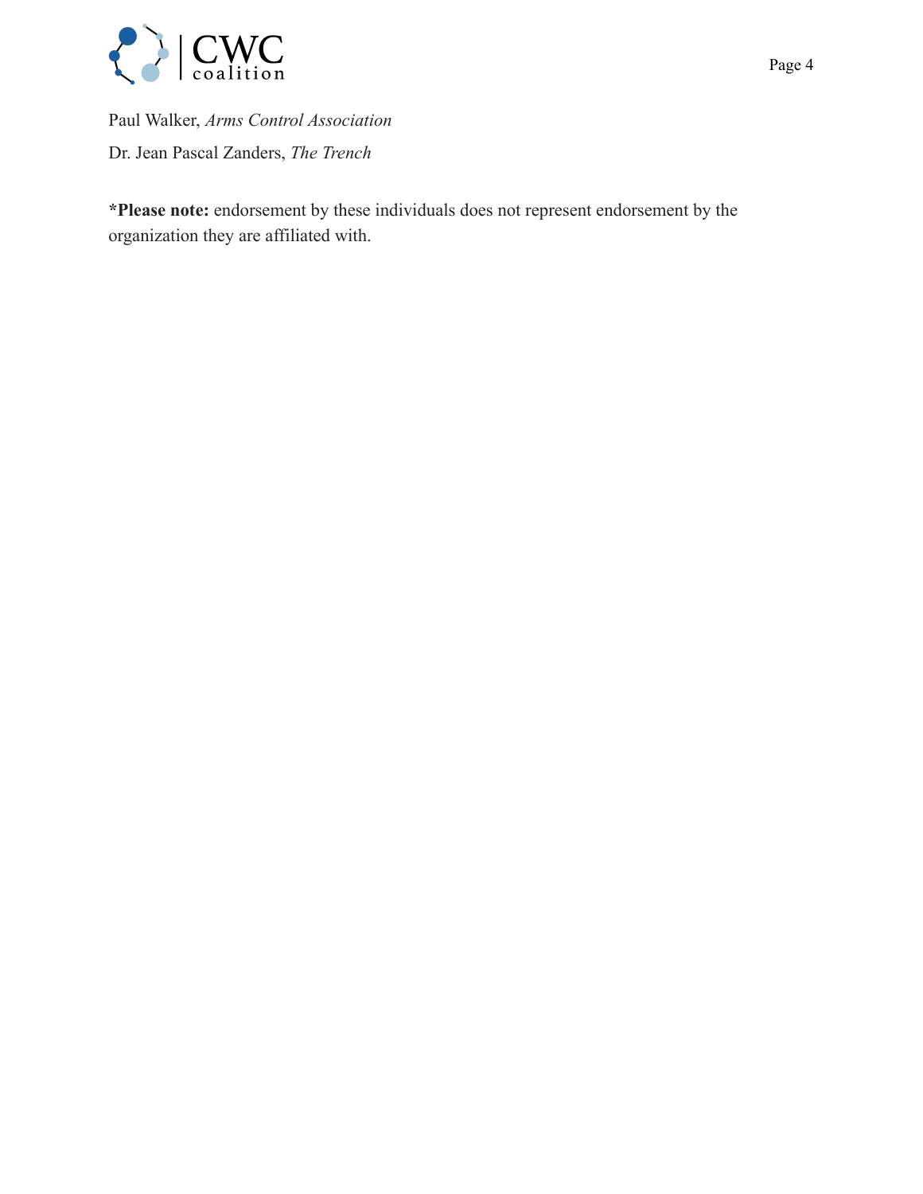Paul Walker, *Arms Control Association*

Dr. Jean Pascal Zanders, *The Trench*

***Please note:** endorsement by these individuals does not represent endorsement by the organization they are affiliated with.